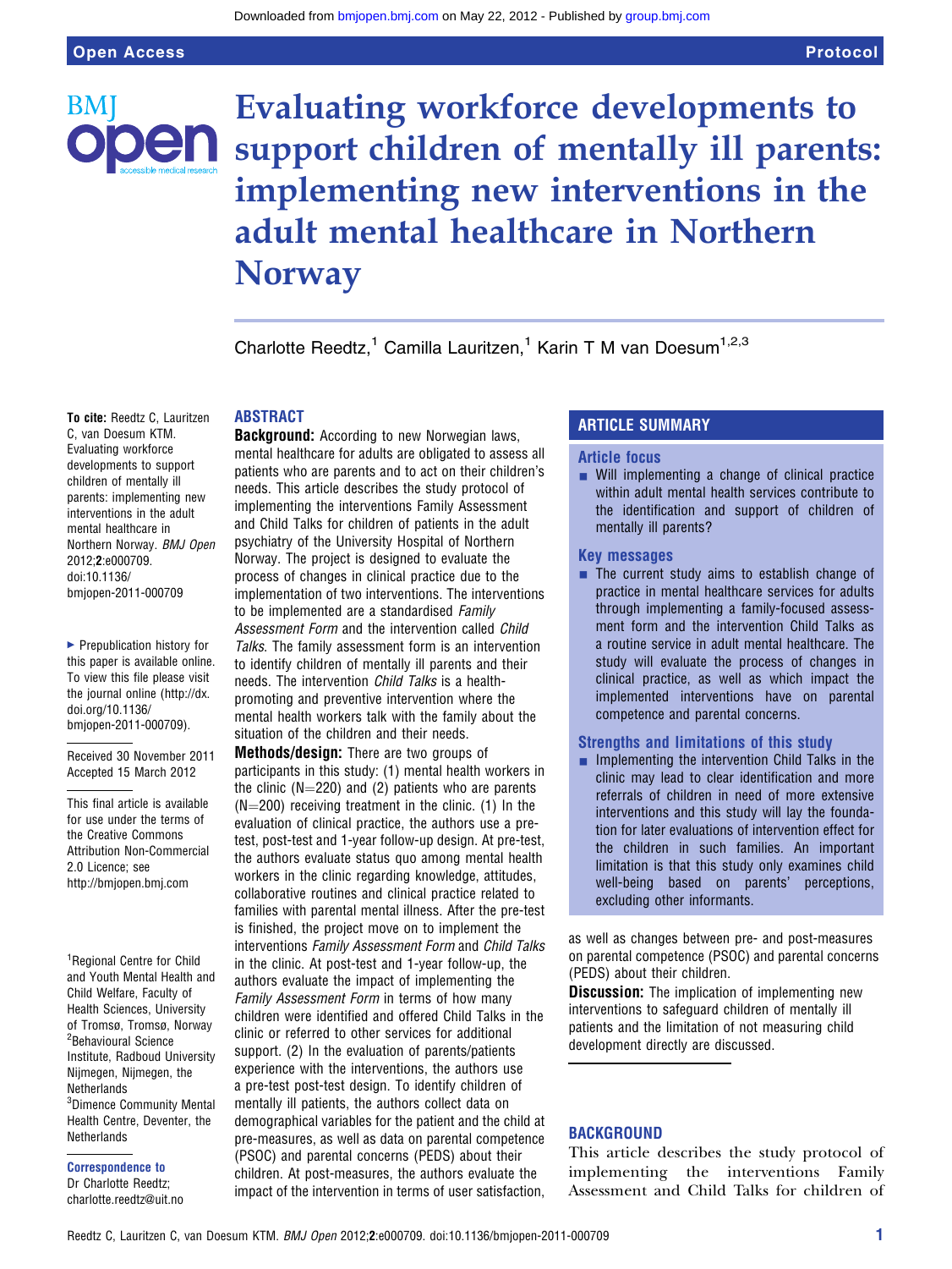# Evaluating workforce developments to support children of mentally ill parents: implementing new interventions in the adult mental healthcare in Northern Norway

Charlotte Reedtz,[1] Camilla Lauritzen,[1] Karin T M van Doesum[1,2,3]

**To cite:** Reedtz C, Lauritzen C, van Doesum KTM. Evaluating workforce developments to support children of mentally ill parents: implementing new interventions in the adult mental healthcare in Northern Norway. *BMJ Open* 2012;**2**:e000709. doi:10.1136/bmjopen-2011-000709

▸ Prepublication history for this paper is available online. To view this file please visit the journal online (http://dx.doi.org/10.1136/bmjopen-2011-000709).

Received 30 November 2011
Accepted 15 March 2012

This final article is available for use under the terms of the Creative Commons Attribution Non-Commercial 2.0 Licence; see http://bmjopen.bmj.com

[1]Regional Centre for Child and Youth Mental Health and Child Welfare, Faculty of Health Sciences, University of Tromsø, Tromsø, Norway
[2]Behavioural Science Institute, Radboud University Nijmegen, Nijmegen, the Netherlands
[3]Dimence Community Mental Health Centre, Deventer, the Netherlands

**Correspondence to**
Dr Charlotte Reedtz; charlotte.reedtz@uit.no

## ABSTRACT

**Background:** According to new Norwegian laws, mental healthcare for adults are obligated to assess all patients who are parents and to act on their children's needs. This article describes the study protocol of implementing the interventions Family Assessment and Child Talks for children of patients in the adult psychiatry of the University Hospital of Northern Norway. The project is designed to evaluate the process of changes in clinical practice due to the implementation of two interventions. The interventions to be implemented are a standardised *Family Assessment Form* and the intervention called *Child Talks*. The family assessment form is an intervention to identify children of mentally ill parents and their needs. The intervention *Child Talks* is a health-promoting and preventive intervention where the mental health workers talk with the family about the situation of the children and their needs.

**Methods/design:** There are two groups of participants in this study: (1) mental health workers in the clinic (N=220) and (2) patients who are parents (N=200) receiving treatment in the clinic. (1) In the evaluation of clinical practice, the authors use a pre-test, post-test and 1-year follow-up design. At pre-test, the authors evaluate status quo among mental health workers in the clinic regarding knowledge, attitudes, collaborative routines and clinical practice related to families with parental mental illness. After the pre-test is finished, the project move on to implement the interventions *Family Assessment Form* and *Child Talks* in the clinic. At post-test and 1-year follow-up, the authors evaluate the impact of implementing the *Family Assessment Form* in terms of how many children were identified and offered Child Talks in the clinic or referred to other services for additional support. (2) In the evaluation of parents/patients experience with the interventions, the authors use a pre-test post-test design. To identify children of mentally ill patients, the authors collect data on demographical variables for the patient and the child at pre-measures, as well as data on parental competence (PSOC) and parental concerns (PEDS) about their children. At post-measures, the authors evaluate the impact of the intervention in terms of user satisfaction, as well as changes between pre- and post-measures on parental competence (PSOC) and parental concerns (PEDS) about their children.

**Discussion:** The implication of implementing new interventions to safeguard children of mentally ill patients and the limitation of not measuring child development directly are discussed.

## ARTICLE SUMMARY

### Article focus

- Will implementing a change of clinical practice within adult mental health services contribute to the identification and support of children of mentally ill parents?

### Key messages

- The current study aims to establish change of practice in mental healthcare services for adults through implementing a family-focused assessment form and the intervention Child Talks as a routine service in adult mental healthcare. The study will evaluate the process of changes in clinical practice, as well as which impact the implemented interventions have on parental competence and parental concerns.

### Strengths and limitations of this study

- Implementing the intervention Child Talks in the clinic may lead to clear identification and more referrals of children in need of more extensive interventions and this study will lay the foundation for later evaluations of intervention effect for the children in such families. An important limitation is that this study only examines child well-being based on parents' perceptions, excluding other informants.

## BACKGROUND

This article describes the study protocol of implementing the interventions Family Assessment and Child Talks for children of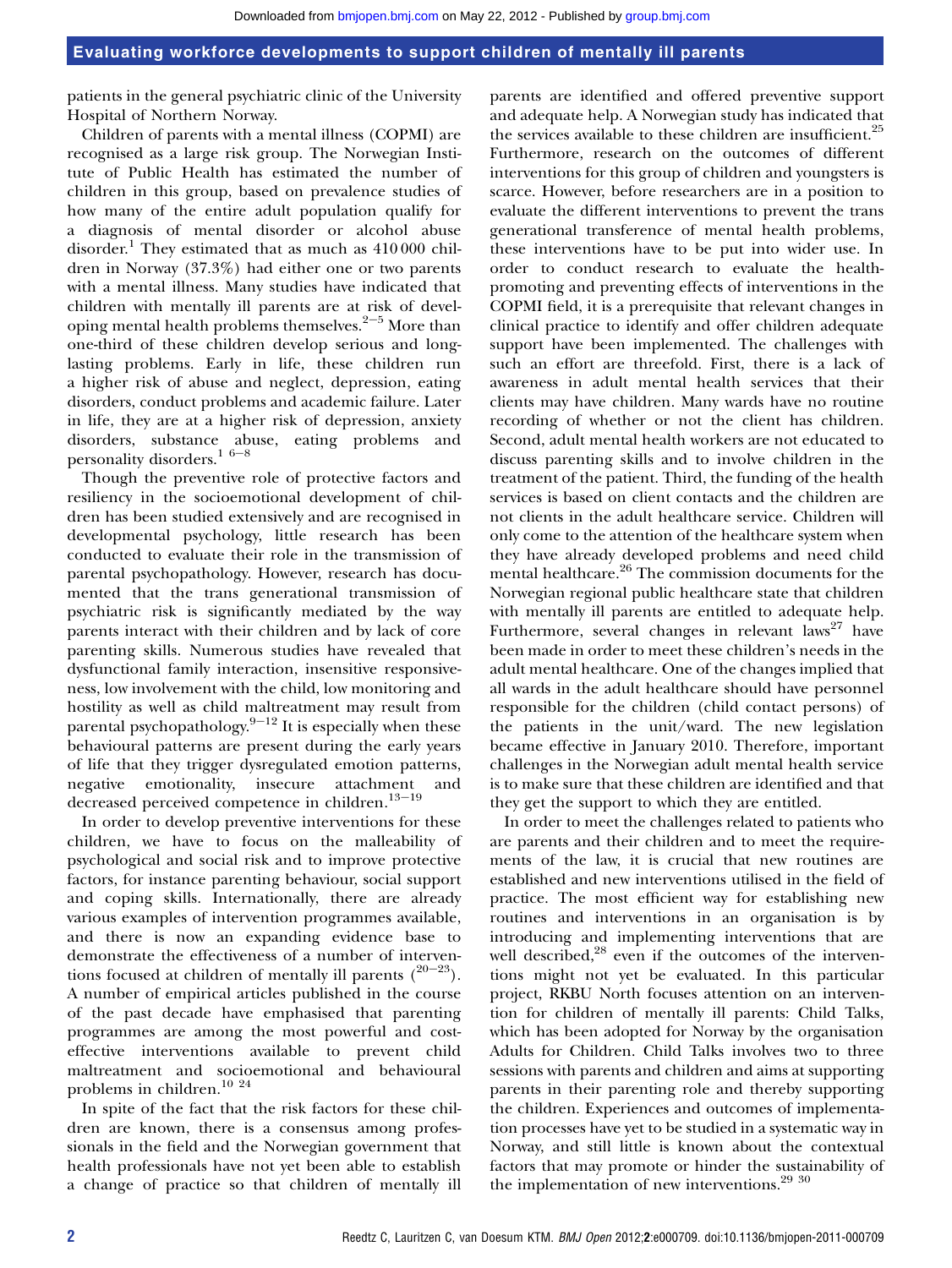patients in the general psychiatric clinic of the University Hospital of Northern Norway.

Children of parents with a mental illness (COPMI) are recognised as a large risk group. The Norwegian Institute of Public Health has estimated the number of children in this group, based on prevalence studies of how many of the entire adult population qualify for a diagnosis of mental disorder or alcohol abuse disorder.[1] They estimated that as much as 410 000 children in Norway (37.3%) had either one or two parents with a mental illness. Many studies have indicated that children with mentally ill parents are at risk of developing mental health problems themselves.[2–5] More than one-third of these children develop serious and long-lasting problems. Early in life, these children run a higher risk of abuse and neglect, depression, eating disorders, conduct problems and academic failure. Later in life, they are at a higher risk of depression, anxiety disorders, substance abuse, eating problems and personality disorders.[1 6–8]

Though the preventive role of protective factors and resiliency in the socioemotional development of children has been studied extensively and are recognised in developmental psychology, little research has been conducted to evaluate their role in the transmission of parental psychopathology. However, research has documented that the trans generational transmission of psychiatric risk is significantly mediated by the way parents interact with their children and by lack of core parenting skills. Numerous studies have revealed that dysfunctional family interaction, insensitive responsiveness, low involvement with the child, low monitoring and hostility as well as child maltreatment may result from parental psychopathology.[9–12] It is especially when these behavioural patterns are present during the early years of life that they trigger dysregulated emotion patterns, negative emotionality, insecure attachment and decreased perceived competence in children.[13–19]

In order to develop preventive interventions for these children, we have to focus on the malleability of psychological and social risk and to improve protective factors, for instance parenting behaviour, social support and coping skills. Internationally, there are already various examples of intervention programmes available, and there is now an expanding evidence base to demonstrate the effectiveness of a number of interventions focused at children of mentally ill parents ([20–23]). A number of empirical articles published in the course of the past decade have emphasised that parenting programmes are among the most powerful and cost-effective interventions available to prevent child maltreatment and socioemotional and behavioural problems in children.[10 24]

In spite of the fact that the risk factors for these children are known, there is a consensus among professionals in the field and the Norwegian government that health professionals have not yet been able to establish a change of practice so that children of mentally ill parents are identified and offered preventive support and adequate help. A Norwegian study has indicated that the services available to these children are insufficient.[25] Furthermore, research on the outcomes of different interventions for this group of children and youngsters is scarce. However, before researchers are in a position to evaluate the different interventions to prevent the trans generational transference of mental health problems, these interventions have to be put into wider use. In order to conduct research to evaluate the health-promoting and preventing effects of interventions in the COPMI field, it is a prerequisite that relevant changes in clinical practice to identify and offer children adequate support have been implemented. The challenges with such an effort are threefold. First, there is a lack of awareness in adult mental health services that their clients may have children. Many wards have no routine recording of whether or not the client has children. Second, adult mental health workers are not educated to discuss parenting skills and to involve children in the treatment of the patient. Third, the funding of the health services is based on client contacts and the children are not clients in the adult healthcare service. Children will only come to the attention of the healthcare system when they have already developed problems and need child mental healthcare.[26] The commission documents for the Norwegian regional public healthcare state that children with mentally ill parents are entitled to adequate help. Furthermore, several changes in relevant laws[27] have been made in order to meet these children's needs in the adult mental healthcare. One of the changes implied that all wards in the adult healthcare should have personnel responsible for the children (child contact persons) of the patients in the unit/ward. The new legislation became effective in January 2010. Therefore, important challenges in the Norwegian adult mental health service is to make sure that these children are identified and that they get the support to which they are entitled.

In order to meet the challenges related to patients who are parents and their children and to meet the requirements of the law, it is crucial that new routines are established and new interventions utilised in the field of practice. The most efficient way for establishing new routines and interventions in an organisation is by introducing and implementing interventions that are well described,[28] even if the outcomes of the interventions might not yet be evaluated. In this particular project, RKBU North focuses attention on an intervention for children of mentally ill parents: Child Talks, which has been adopted for Norway by the organisation Adults for Children. Child Talks involves two to three sessions with parents and children and aims at supporting parents in their parenting role and thereby supporting the children. Experiences and outcomes of implementation processes have yet to be studied in a systematic way in Norway, and still little is known about the contextual factors that may promote or hinder the sustainability of the implementation of new interventions.[29 30]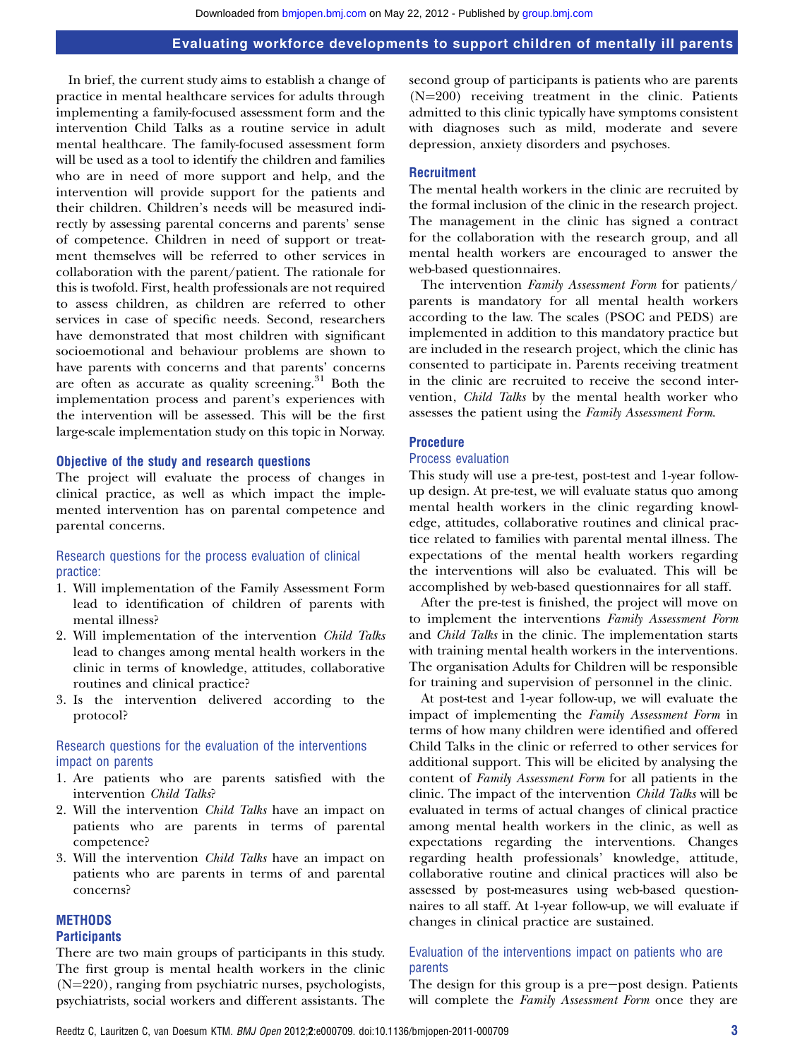In brief, the current study aims to establish a change of practice in mental healthcare services for adults through implementing a family-focused assessment form and the intervention Child Talks as a routine service in adult mental healthcare. The family-focused assessment form will be used as a tool to identify the children and families who are in need of more support and help, and the intervention will provide support for the patients and their children. Children's needs will be measured indirectly by assessing parental concerns and parents' sense of competence. Children in need of support or treatment themselves will be referred to other services in collaboration with the parent/patient. The rationale for this is twofold. First, health professionals are not required to assess children, as children are referred to other services in case of specific needs. Second, researchers have demonstrated that most children with significant socioemotional and behaviour problems are shown to have parents with concerns and that parents' concerns are often as accurate as quality screening.[31] Both the implementation process and parent's experiences with the intervention will be assessed. This will be the first large-scale implementation study on this topic in Norway.

### Objective of the study and research questions

The project will evaluate the process of changes in clinical practice, as well as which impact the implemented intervention has on parental competence and parental concerns.

#### Research questions for the process evaluation of clinical practice:

1. Will implementation of the Family Assessment Form lead to identification of children of parents with mental illness?
2. Will implementation of the intervention *Child Talks* lead to changes among mental health workers in the clinic in terms of knowledge, attitudes, collaborative routines and clinical practice?
3. Is the intervention delivered according to the protocol?

#### Research questions for the evaluation of the interventions impact on parents

1. Are patients who are parents satisfied with the intervention *Child Talks*?
2. Will the intervention *Child Talks* have an impact on patients who are parents in terms of parental competence?
3. Will the intervention *Child Talks* have an impact on patients who are parents in terms of and parental concerns?

## METHODS

### Participants

There are two main groups of participants in this study. The first group is mental health workers in the clinic (N=220), ranging from psychiatric nurses, psychologists, psychiatrists, social workers and different assistants. The second group of participants is patients who are parents (N=200) receiving treatment in the clinic. Patients admitted to this clinic typically have symptoms consistent with diagnoses such as mild, moderate and severe depression, anxiety disorders and psychoses.

### Recruitment

The mental health workers in the clinic are recruited by the formal inclusion of the clinic in the research project. The management in the clinic has signed a contract for the collaboration with the research group, and all mental health workers are encouraged to answer the web-based questionnaires.

The intervention *Family Assessment Form* for patients/parents is mandatory for all mental health workers according to the law. The scales (PSOC and PEDS) are implemented in addition to this mandatory practice but are included in the research project, which the clinic has consented to participate in. Parents receiving treatment in the clinic are recruited to receive the second intervention, *Child Talks* by the mental health worker who assesses the patient using the *Family Assessment Form*.

### Procedure

#### Process evaluation

This study will use a pre-test, post-test and 1-year follow-up design. At pre-test, we will evaluate status quo among mental health workers in the clinic regarding knowledge, attitudes, collaborative routines and clinical practice related to families with parental mental illness. The expectations of the mental health workers regarding the interventions will also be evaluated. This will be accomplished by web-based questionnaires for all staff.

After the pre-test is finished, the project will move on to implement the interventions *Family Assessment Form* and *Child Talks* in the clinic. The implementation starts with training mental health workers in the interventions. The organisation Adults for Children will be responsible for training and supervision of personnel in the clinic.

At post-test and 1-year follow-up, we will evaluate the impact of implementing the *Family Assessment Form* in terms of how many children were identified and offered Child Talks in the clinic or referred to other services for additional support. This will be elicited by analysing the content of *Family Assessment Form* for all patients in the clinic. The impact of the intervention *Child Talks* will be evaluated in terms of actual changes of clinical practice among mental health workers in the clinic, as well as expectations regarding the interventions. Changes regarding health professionals' knowledge, attitude, collaborative routine and clinical practices will also be assessed by post-measures using web-based questionnaires to all staff. At 1-year follow-up, we will evaluate if changes in clinical practice are sustained.

#### Evaluation of the interventions impact on patients who are parents

The design for this group is a pre–post design. Patients will complete the *Family Assessment Form* once they are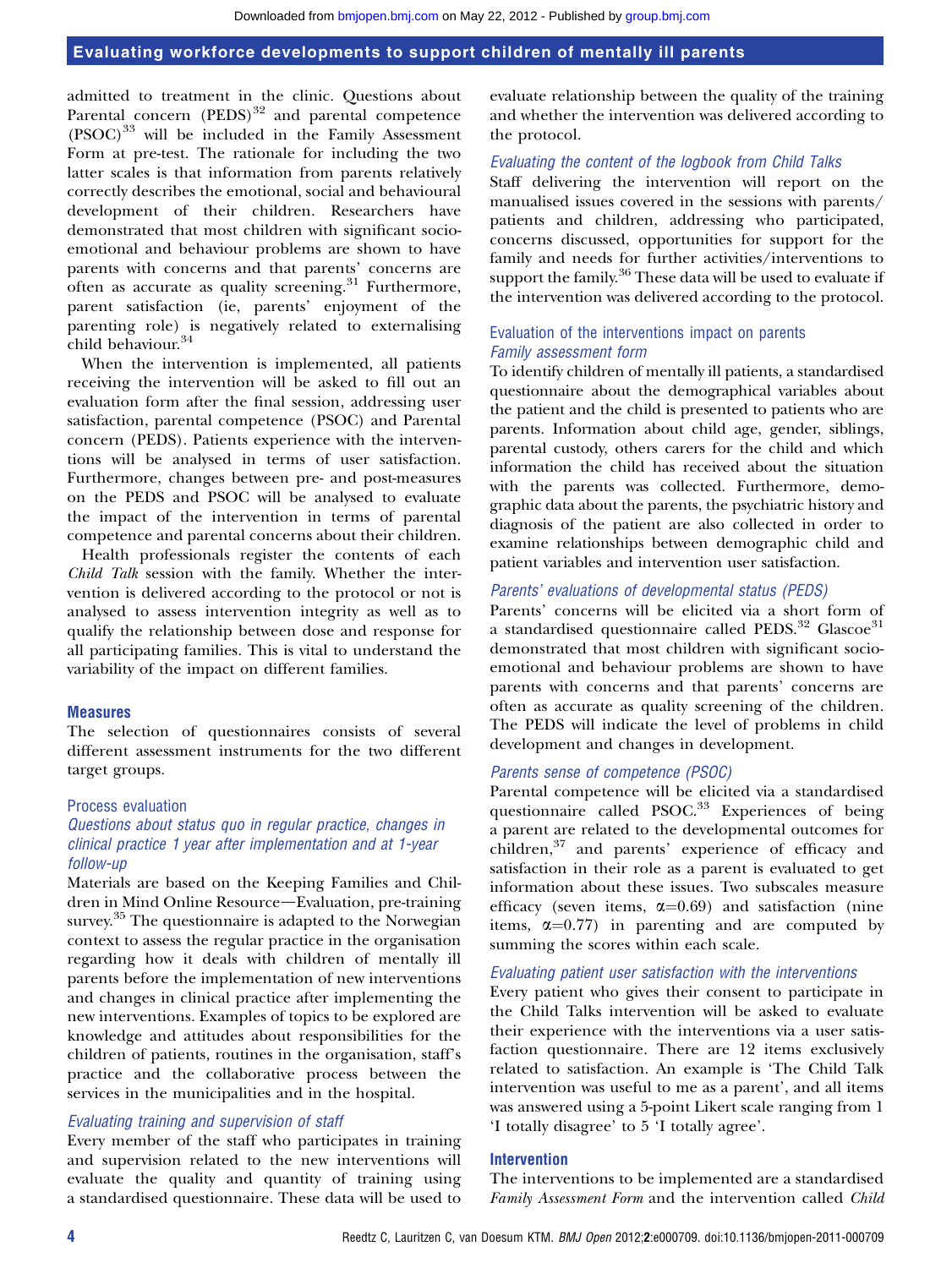admitted to treatment in the clinic. Questions about Parental concern (PEDS)[32] and parental competence (PSOC)[33] will be included in the Family Assessment Form at pre-test. The rationale for including the two latter scales is that information from parents relatively correctly describes the emotional, social and behavioural development of their children. Researchers have demonstrated that most children with significant socio-emotional and behaviour problems are shown to have parents with concerns and that parents' concerns are often as accurate as quality screening.[31] Furthermore, parent satisfaction (ie, parents' enjoyment of the parenting role) is negatively related to externalising child behaviour.[34]

When the intervention is implemented, all patients receiving the intervention will be asked to fill out an evaluation form after the final session, addressing user satisfaction, parental competence (PSOC) and Parental concern (PEDS). Patients experience with the interventions will be analysed in terms of user satisfaction. Furthermore, changes between pre- and post-measures on the PEDS and PSOC will be analysed to evaluate the impact of the intervention in terms of parental competence and parental concerns about their children.

Health professionals register the contents of each *Child Talk* session with the family. Whether the intervention is delivered according to the protocol or not is analysed to assess intervention integrity as well as to qualify the relationship between dose and response for all participating families. This is vital to understand the variability of the impact on different families.

### Measures

The selection of questionnaires consists of several different assessment instruments for the two different target groups.

#### Process evaluation

##### *Questions about status quo in regular practice, changes in clinical practice 1 year after implementation and at 1-year follow-up*

Materials are based on the Keeping Families and Children in Mind Online Resource—Evaluation, pre-training survey.[35] The questionnaire is adapted to the Norwegian context to assess the regular practice in the organisation regarding how it deals with children of mentally ill parents before the implementation of new interventions and changes in clinical practice after implementing the new interventions. Examples of topics to be explored are knowledge and attitudes about responsibilities for the children of patients, routines in the organisation, staff's practice and the collaborative process between the services in the municipalities and in the hospital.

##### *Evaluating training and supervision of staff*

Every member of the staff who participates in training and supervision related to the new interventions will evaluate the quality and quantity of training using a standardised questionnaire. These data will be used to evaluate relationship between the quality of the training and whether the intervention was delivered according to the protocol.

##### *Evaluating the content of the logbook from Child Talks*

Staff delivering the intervention will report on the manualised issues covered in the sessions with parents/patients and children, addressing who participated, concerns discussed, opportunities for support for the family and needs for further activities/interventions to support the family.[36] These data will be used to evaluate if the intervention was delivered according to the protocol.

#### Evaluation of the interventions impact on parents

##### *Family assessment form*

To identify children of mentally ill patients, a standardised questionnaire about the demographical variables about the patient and the child is presented to patients who are parents. Information about child age, gender, siblings, parental custody, others carers for the child and which information the child has received about the situation with the parents was collected. Furthermore, demographic data about the parents, the psychiatric history and diagnosis of the patient are also collected in order to examine relationships between demographic child and patient variables and intervention user satisfaction.

##### *Parents' evaluations of developmental status (PEDS)*

Parents' concerns will be elicited via a short form of a standardised questionnaire called PEDS.[32] Glascoe[31] demonstrated that most children with significant socio-emotional and behaviour problems are shown to have parents with concerns and that parents' concerns are often as accurate as quality screening of the children. The PEDS will indicate the level of problems in child development and changes in development.

##### *Parents sense of competence (PSOC)*

Parental competence will be elicited via a standardised questionnaire called PSOC.[33] Experiences of being a parent are related to the developmental outcomes for children,[37] and parents' experience of efficacy and satisfaction in their role as a parent is evaluated to get information about these issues. Two subscales measure efficacy (seven items, $\alpha=0.69$) and satisfaction (nine items, $\alpha=0.77$) in parenting and are computed by summing the scores within each scale.

##### *Evaluating patient user satisfaction with the interventions*

Every patient who gives their consent to participate in the Child Talks intervention will be asked to evaluate their experience with the interventions via a user satisfaction questionnaire. There are 12 items exclusively related to satisfaction. An example is 'The Child Talk intervention was useful to me as a parent', and all items was answered using a 5-point Likert scale ranging from 1 'I totally disagree' to 5 'I totally agree'.

### Intervention

The interventions to be implemented are a standardised *Family Assessment Form* and the intervention called *Child*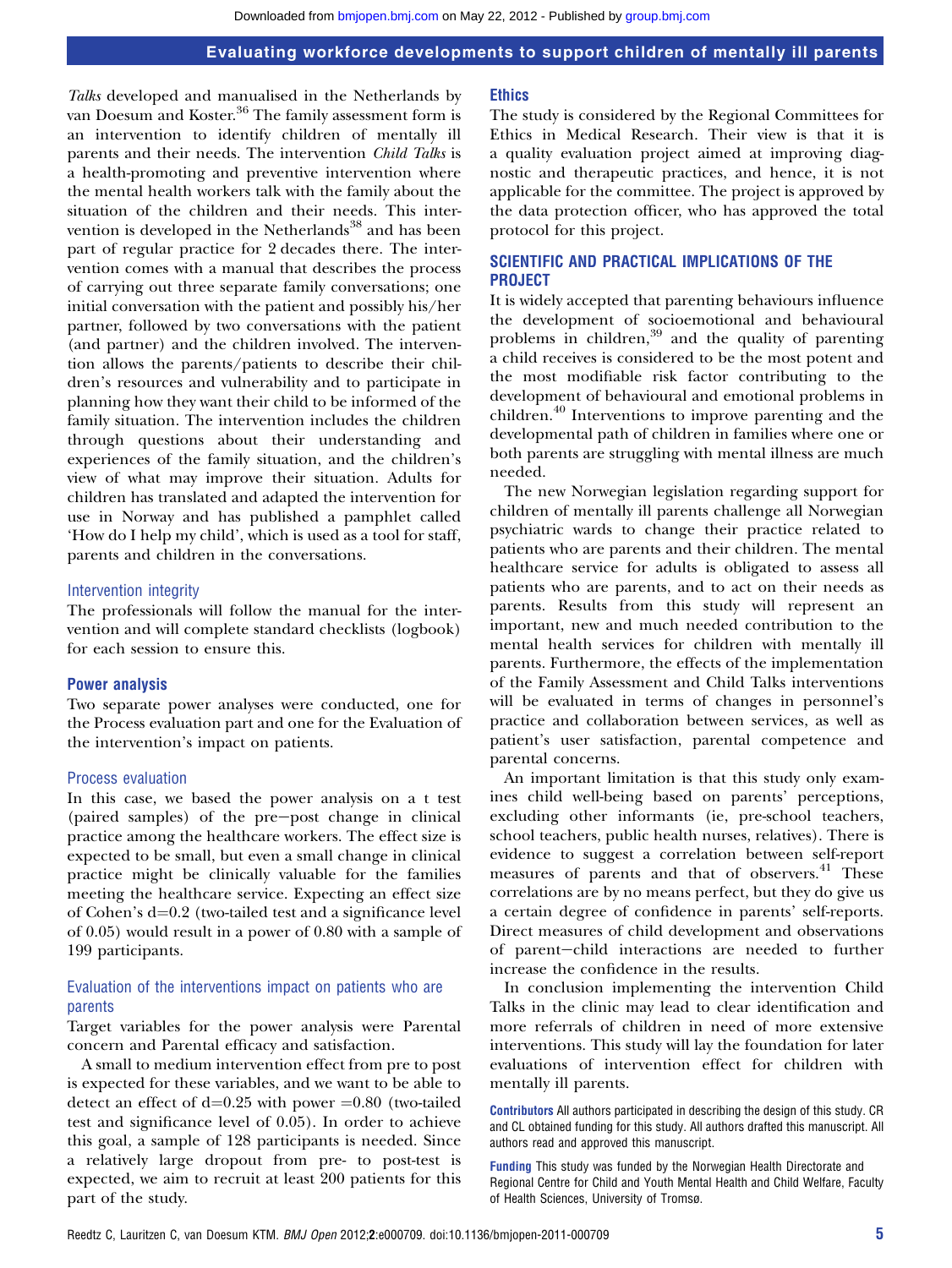*Talks* developed and manualised in the Netherlands by van Doesum and Koster.[36] The family assessment form is an intervention to identify children of mentally ill parents and their needs. The intervention *Child Talks* is a health-promoting and preventive intervention where the mental health workers talk with the family about the situation of the children and their needs. This intervention is developed in the Netherlands[38] and has been part of regular practice for 2 decades there. The intervention comes with a manual that describes the process of carrying out three separate family conversations; one initial conversation with the patient and possibly his/her partner, followed by two conversations with the patient (and partner) and the children involved. The intervention allows the parents/patients to describe their children's resources and vulnerability and to participate in planning how they want their child to be informed of the family situation. The intervention includes the children through questions about their understanding and experiences of the family situation, and the children's view of what may improve their situation. Adults for children has translated and adapted the intervention for use in Norway and has published a pamphlet called 'How do I help my child', which is used as a tool for staff, parents and children in the conversations.

### Intervention integrity

The professionals will follow the manual for the intervention and will complete standard checklists (logbook) for each session to ensure this.

## Power analysis

Two separate power analyses were conducted, one for the Process evaluation part and one for the Evaluation of the intervention's impact on patients.

### Process evaluation

In this case, we based the power analysis on a t test (paired samples) of the pre−post change in clinical practice among the healthcare workers. The effect size is expected to be small, but even a small change in clinical practice might be clinically valuable for the families meeting the healthcare service. Expecting an effect size of Cohen's $d=0.2$ (two-tailed test and a significance level of 0.05) would result in a power of 0.80 with a sample of 199 participants.

### Evaluation of the interventions impact on patients who are parents

Target variables for the power analysis were Parental concern and Parental efficacy and satisfaction.

A small to medium intervention effect from pre to post is expected for these variables, and we want to be able to detect an effect of $d=0.25$ with power $=0.80$ (two-tailed test and significance level of 0.05). In order to achieve this goal, a sample of 128 participants is needed. Since a relatively large dropout from pre- to post-test is expected, we aim to recruit at least 200 patients for this part of the study.

## Ethics

The study is considered by the Regional Committees for Ethics in Medical Research. Their view is that it is a quality evaluation project aimed at improving diagnostic and therapeutic practices, and hence, it is not applicable for the committee. The project is approved by the data protection officer, who has approved the total protocol for this project.

## SCIENTIFIC AND PRACTICAL IMPLICATIONS OF THE PROJECT

It is widely accepted that parenting behaviours influence the development of socioemotional and behavioural problems in children,[39] and the quality of parenting a child receives is considered to be the most potent and the most modifiable risk factor contributing to the development of behavioural and emotional problems in children.[40] Interventions to improve parenting and the developmental path of children in families where one or both parents are struggling with mental illness are much needed.

The new Norwegian legislation regarding support for children of mentally ill parents challenge all Norwegian psychiatric wards to change their practice related to patients who are parents and their children. The mental healthcare service for adults is obligated to assess all patients who are parents, and to act on their needs as parents. Results from this study will represent an important, new and much needed contribution to the mental health services for children with mentally ill parents. Furthermore, the effects of the implementation of the Family Assessment and Child Talks interventions will be evaluated in terms of changes in personnel's practice and collaboration between services, as well as patient's user satisfaction, parental competence and parental concerns.

An important limitation is that this study only examines child well-being based on parents' perceptions, excluding other informants (ie, pre-school teachers, school teachers, public health nurses, relatives). There is evidence to suggest a correlation between self-report measures of parents and that of observers.[41] These correlations are by no means perfect, but they do give us a certain degree of confidence in parents' self-reports. Direct measures of child development and observations of parent−child interactions are needed to further increase the confidence in the results.

In conclusion implementing the intervention Child Talks in the clinic may lead to clear identification and more referrals of children in need of more extensive interventions. This study will lay the foundation for later evaluations of intervention effect for children with mentally ill parents.

**Contributors** All authors participated in describing the design of this study. CR and CL obtained funding for this study. All authors drafted this manuscript. All authors read and approved this manuscript.

**Funding** This study was funded by the Norwegian Health Directorate and Regional Centre for Child and Youth Mental Health and Child Welfare, Faculty of Health Sciences, University of Tromsø.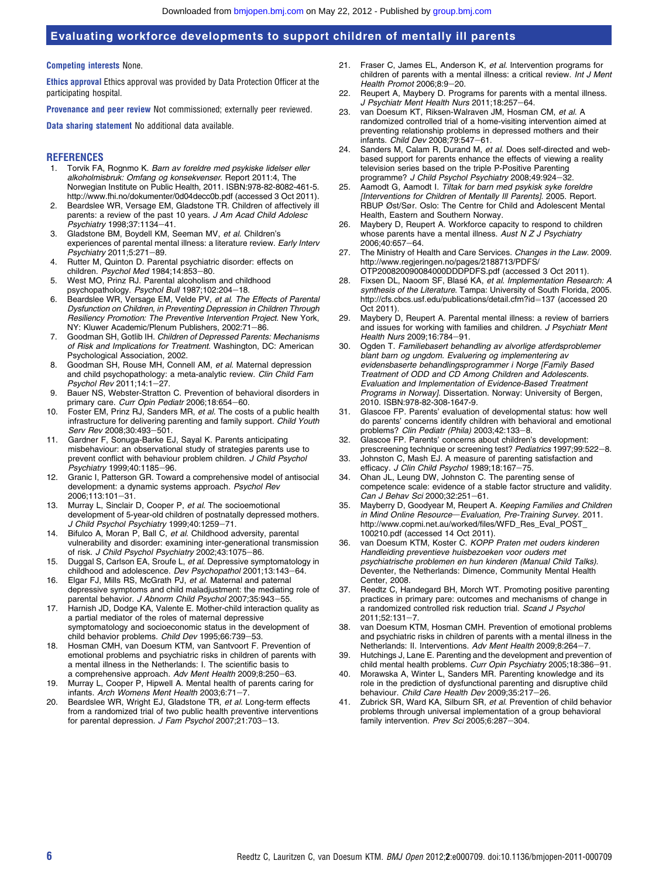**Competing interests** None.

**Ethics approval** Ethics approval was provided by Data Protection Officer at the participating hospital.

**Provenance and peer review** Not commissioned; externally peer reviewed.

**Data sharing statement** No additional data available.

## REFERENCES

1. Torvik FA, Rognmo K. *Barn av foreldre med psykiske lidelser eller alkoholmisbruk: Omfang og konsekvenser*. Report 2011:4, The Norwegian Institute on Public Health, 2011. ISBN:978-82-8082-461-5. http://www.fhi.no/dokumenter/0d04decc0b.pdf (accessed 3 Oct 2011).
2. Beardslee WR, Versage EM, Gladstone TR. Children of affectively ill parents: a review of the past 10 years. *J Am Acad Child Adolesc Psychiatry* 1998;37:1134−41.
3. Gladstone BM, Boydell KM, Seeman MV, *et al*. Children's experiences of parental mental illness: a literature review. *Early Interv Psychiatry* 2011;5:271−89.
4. Rutter M, Quinton D. Parental psychiatric disorder: effects on children. *Psychol Med* 1984;14:853−80.
5. West MO, Prinz RJ. Parental alcoholism and childhood psychopathology. *Psychol Bull* 1987;102:204−18.
6. Beardslee WR, Versage EM, Velde PV, *et al*. *The Effects of Parental Dysfunction on Children, in Preventing Depression in Children Through Resiliency Promotion: The Preventive Intervention Project*. New York, NY: Kluwer Academic/Plenum Publishers, 2002:71−86.
7. Goodman SH, Gotlib IH. *Children of Depressed Parents: Mechanisms of Risk and Implications for Treatment*. Washington, DC: American Psychological Association, 2002.
8. Goodman SH, Rouse MH, Connell AM, *et al*. Maternal depression and child psychopathology: a meta-analytic review. *Clin Child Fam Psychol Rev* 2011;14:1−27.
9. Bauer NS, Webster-Stratton C. Prevention of behavioral disorders in primary care. *Curr Opin Pediatr* 2006;18:654−60.
10. Foster EM, Prinz RJ, Sanders MR, *et al*. The costs of a public health infrastructure for delivering parenting and family support. *Child Youth Serv Rev* 2008;30:493−501.
11. Gardner F, Sonuga-Barke EJ, Sayal K. Parents anticipating misbehaviour: an observational study of strategies parents use to prevent conflict with behaviour problem children. *J Child Psychol Psychiatry* 1999;40:1185−96.
12. Granic I, Patterson GR. Toward a comprehensive model of antisocial development: a dynamic systems approach. *Psychol Rev* 2006;113:101−31.
13. Murray L, Sinclair D, Cooper P, *et al*. The socioemotional development of 5-year-old children of postnatally depressed mothers. *J Child Psychol Psychiatry* 1999;40:1259−71.
14. Bifulco A, Moran P, Ball C, *et al*. Childhood adversity, parental vulnerability and disorder: examining inter-generational transmission of risk. *J Child Psychol Psychiatry* 2002;43:1075−86.
15. Duggal S, Carlson EA, Sroufe L, *et al*. Depressive symptomatology in childhood and adolescence. *Dev Psychopathol* 2001;13:143−64.
16. Elgar FJ, Mills RS, McGrath PJ, *et al*. Maternal and paternal depressive symptoms and child maladjustment: the mediating role of parental behavior. *J Abnorm Child Psychol* 2007;35:943−55.
17. Harnish JD, Dodge KA, Valente E. Mother-child interaction quality as a partial mediator of the roles of maternal depressive symptomatology and socioeconomic status in the development of child behavior problems. *Child Dev* 1995;66:739−53.
18. Hosman CMH, van Doesum KTM, van Santvoort F. Prevention of emotional problems and psychiatric risks in children of parents with a mental illness in the Netherlands: I. The scientific basis to a comprehensive approach. *Adv Ment Health* 2009;8:250−63.
19. Murray L, Cooper P, Hipwell A. Mental health of parents caring for infants. *Arch Womens Ment Health* 2003;6:71−7.
20. Beardslee WR, Wright EJ, Gladstone TR, *et al*. Long-term effects from a randomized trial of two public health preventive interventions for parental depression. *J Fam Psychol* 2007;21:703−13.
21. Fraser C, James EL, Anderson K, *et al*. Intervention programs for children of parents with a mental illness: a critical review. *Int J Ment Health Promot* 2006;8:9−20.
22. Reupert A, Maybery D. Programs for parents with a mental illness. *J Psychiatr Ment Health Nurs* 2011;18:257−64.
23. van Doesum KT, Riksen-Walraven JM, Hosman CM, *et al*. A randomized controlled trial of a home-visiting intervention aimed at preventing relationship problems in depressed mothers and their infants. *Child Dev* 2008;79:547−61.
24. Sanders M, Calam R, Durand M, *et al*. Does self-directed and web-based support for parents enhance the effects of viewing a reality television series based on the triple P-Positive Parenting programme? *J Child Psychol Psychiatry* 2008;49:924−32.
25. Aamodt G, Aamodt I. *Tiltak for barn med psykisk syke foreldre [Interventions for Children of Mentally Ill Parents]*. 2005. Report. RBUP Øst/Sør. Oslo: The Centre for Child and Adolescent Mental Health, Eastern and Southern Norway.
26. Maybery D, Reupert A. Workforce capacity to respond to children whose parents have a mental illness. *Aust N Z J Psychiatry* 2006;40:657−64.
27. The Ministry of Health and Care Services. *Changes in the Law*. 2009. http://www.regjeringen.no/pages/2188713/PDFS/OTP200820090084000DDDPDFS.pdf (accessed 3 Oct 2011).
28. Fixsen DL, Naoom SF, Blasé KA, *et al*. *Implementation Research: A synthesis of the Literature*. Tampa: University of South Florida, 2005. http://cfs.cbcs.usf.edu/publications/detail.cfm?id=137 (accessed 20 Oct 2011).
29. Maybery D, Reupert A. Parental mental illness: a review of barriers and issues for working with families and children. *J Psychiatr Ment Health Nurs* 2009;16:784−91.
30. Ogden T. *Familiebasert behandling av alvorlige atferdsproblemer blant barn og ungdom. Evaluering og implementering av evidensbaserte behandlingsprogrammer i Norge [Family Based Treatment of ODD and CD Among Children and Adolescents. Evaluation and Implementation of Evidence-Based Treatment Programs in Norway]*. Dissertation. Norway: University of Bergen, 2010. ISBN:978-82-308-1647-9.
31. Glascoe FP. Parents' evaluation of developmental status: how well do parents' concerns identify children with behavioral and emotional problems? *Clin Pediatr (Phila)* 2003;42:133−8.
32. Glascoe FP. Parents' concerns about children's development: prescreening technique or screening test? *Pediatrics* 1997;99:522−8.
33. Johnston C, Mash EJ. A measure of parenting satisfaction and efficacy. *J Clin Child Psychol* 1989;18:167−75.
34. Ohan JL, Leung DW, Johnston C. The parenting sense of competence scale: evidence of a stable factor structure and validity. *Can J Behav Sci* 2000;32:251−61.
35. Mayberry D, Goodyear M, Reupert A. *Keeping Families and Children in Mind Online Resource—Evaluation, Pre-Training Survey*. 2011. http://www.copmi.net.au/worked/files/WFD_Res_Eval_POST_100210.pdf (accessed 14 Oct 2011).
36. van Doesum KTM, Koster C. *KOPP Praten met ouders kinderen Handleiding preventieve huisbezoeken voor ouders met psychiatrische problemen en hun kinderen (Manual Child Talks)*. Deventer, the Netherlands: Dimence, Community Mental Health Center, 2008.
37. Reedtz C, Handegard BH, Morch WT. Promoting positive parenting practices in primary pare: outcomes and mechanisms of change in a randomized controlled risk reduction trial. *Scand J Psychol* 2011;52:131−7.
38. van Doesum KTM, Hosman CMH. Prevention of emotional problems and psychiatric risks in children of parents with a mental illness in the Netherlands: II. Interventions. *Adv Ment Health* 2009;8:264−7.
39. Hutchings J, Lane E. Parenting and the development and prevention of child mental health problems. *Curr Opin Psychiatry* 2005;18:386−91.
40. Morawska A, Winter L, Sanders MR. Parenting knowledge and its role in the prediction of dysfunctional parenting and disruptive child behaviour. *Child Care Health Dev* 2009;35:217−26.
41. Zubrick SR, Ward KA, Silburn SR, *et al*. Prevention of child behavior problems through universal implementation of a group behavioral family intervention. *Prev Sci* 2005;6:287−304.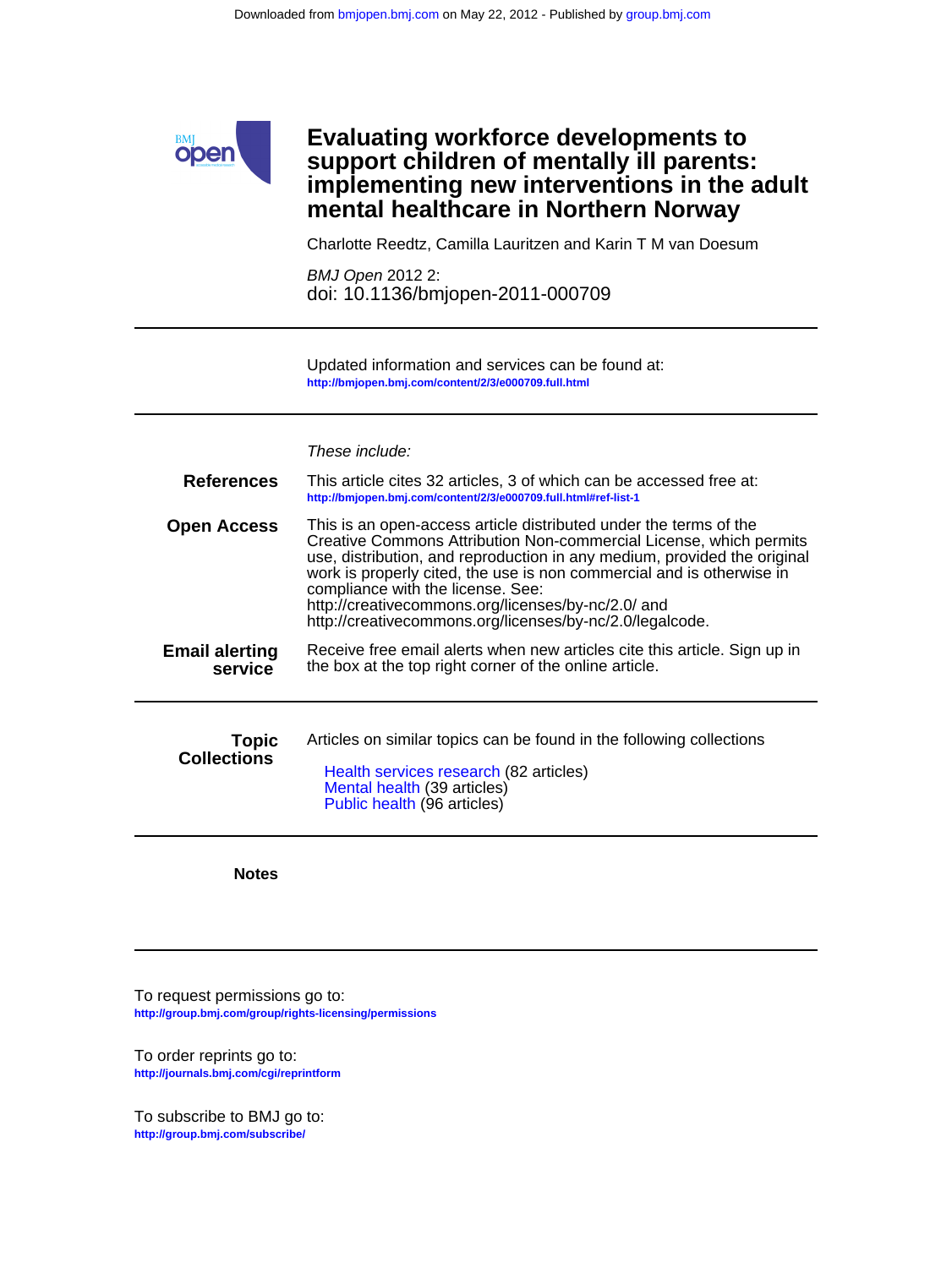Downloaded from bmjopen.bmj.com on May 22, 2012 - Published by group.bmj.com

# Evaluating workforce developments to support children of mentally ill parents: implementing new interventions in the adult mental healthcare in Northern Norway

Charlotte Reedtz, Camilla Lauritzen and Karin T M van Doesum

*BMJ Open* 2012 2:
doi: 10.1136/bmjopen-2011-000709

---

Updated information and services can be found at:
http://bmjopen.bmj.com/content/2/3/e000709.full.html

---

*These include:*

**References**

This article cites 32 articles, 3 of which can be accessed free at:
http://bmjopen.bmj.com/content/2/3/e000709.full.html#ref-list-1

**Open Access**

This is an open-access article distributed under the terms of the Creative Commons Attribution Non-commercial License, which permits use, distribution, and reproduction in any medium, provided the original work is properly cited, the use is non commercial and is otherwise in compliance with the license. See:
http://creativecommons.org/licenses/by-nc/2.0/ and
http://creativecommons.org/licenses/by-nc/2.0/legalcode.

**Email alerting service**

Receive free email alerts when new articles cite this article. Sign up in the box at the top right corner of the online article.

---

**Topic Collections**

Articles on similar topics can be found in the following collections

- Health services research (82 articles)
- Mental health (39 articles)
- Public health (96 articles)

---

**Notes**

---

To request permissions go to:
http://group.bmj.com/group/rights-licensing/permissions

To order reprints go to:
http://journals.bmj.com/cgi/reprintform

To subscribe to BMJ go to:
http://group.bmj.com/subscribe/